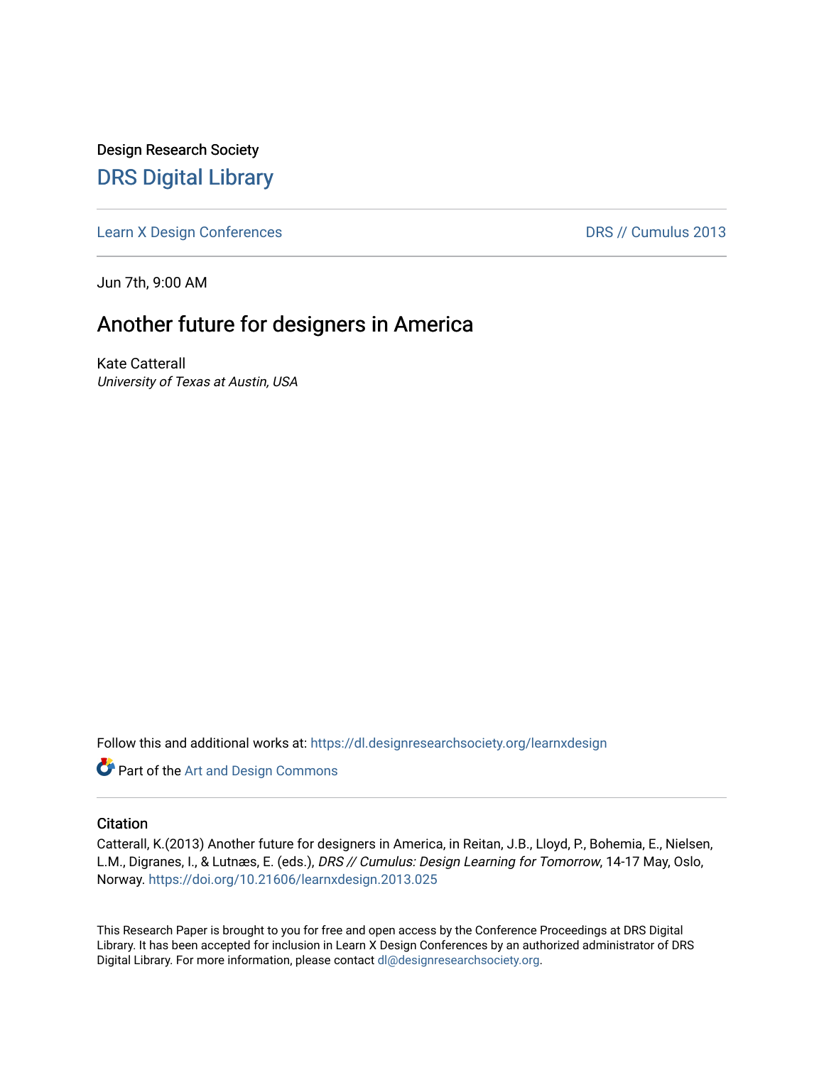Design Research Society

# DRS Digital Library

Learn X Design Conferences | DRS // Cumulus 2013

Jun 7th, 9:00 AM

## Another future for designers in America

Kate Catterall

*University of Texas at Austin, USA*

Follow this and additional works at: https://dl.designresearchsociety.org/learnxdesign

Part of the Art and Design Commons

### Citation

Catterall, K.(2013) Another future for designers in America, in Reitan, J.B., Lloyd, P., Bohemia, E., Nielsen, L.M., Digranes, I., & Lutnæs, E. (eds.), *DRS // Cumulus: Design Learning for Tomorrow*, 14-17 May, Oslo, Norway. https://doi.org/10.21606/learnxdesign.2013.025

This Research Paper is brought to you for free and open access by the Conference Proceedings at DRS Digital Library. It has been accepted for inclusion in Learn X Design Conferences by an authorized administrator of DRS Digital Library. For more information, please contact dl@designresearchsociety.org.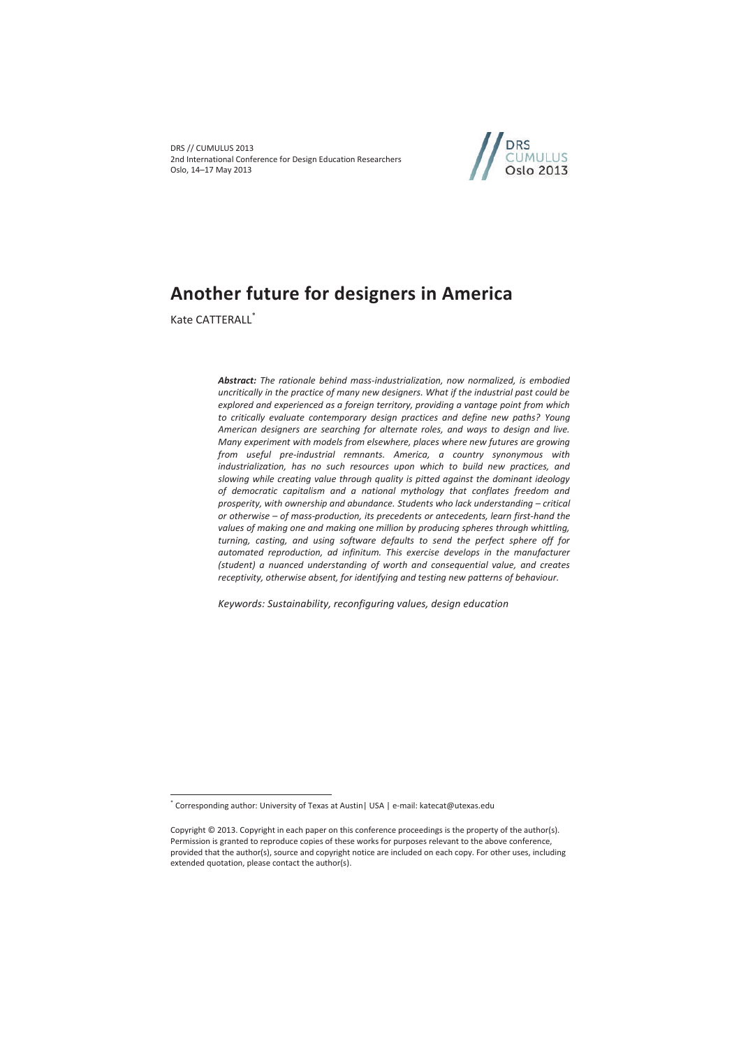# Another future for designers in America

Kate CATTERALL[*]

***Abstract:** The rationale behind mass-industrialization, now normalized, is embodied uncritically in the practice of many new designers. What if the industrial past could be explored and experienced as a foreign territory, providing a vantage point from which to critically evaluate contemporary design practices and define new paths? Young American designers are searching for alternate roles, and ways to design and live. Many experiment with models from elsewhere, places where new futures are growing from useful pre-industrial remnants. America, a country synonymous with industrialization, has no such resources upon which to build new practices, and slowing while creating value through quality is pitted against the dominant ideology of democratic capitalism and a national mythology that conflates freedom and prosperity, with ownership and abundance. Students who lack understanding – critical or otherwise – of mass-production, its precedents or antecedents, learn first-hand the values of making one and making one million by producing spheres through whittling, turning, casting, and using software defaults to send the perfect sphere off for automated reproduction, ad infinitum. This exercise develops in the manufacturer (student) a nuanced understanding of worth and consequential value, and creates receptivity, otherwise absent, for identifying and testing new patterns of behaviour.*

*Keywords: Sustainability, reconfiguring values, design education*

[*] Corresponding author: University of Texas at Austin| USA | e-mail: katecat@utexas.edu

Copyright © 2013. Copyright in each paper on this conference proceedings is the property of the author(s). Permission is granted to reproduce copies of these works for purposes relevant to the above conference, provided that the author(s), source and copyright notice are included on each copy. For other uses, including extended quotation, please contact the author(s).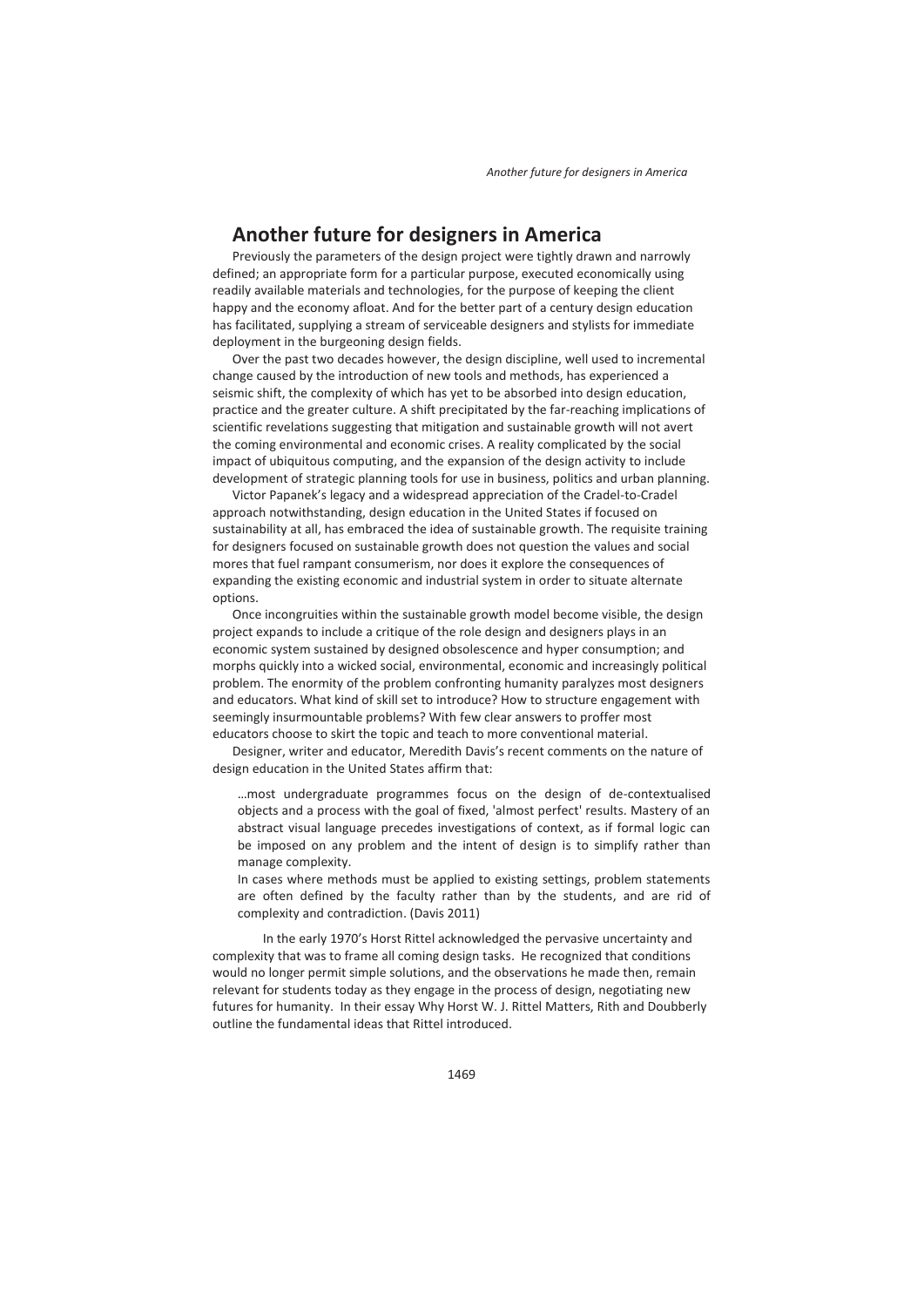# Another future for designers in America

Previously the parameters of the design project were tightly drawn and narrowly defined; an appropriate form for a particular purpose, executed economically using readily available materials and technologies, for the purpose of keeping the client happy and the economy afloat. And for the better part of a century design education has facilitated, supplying a stream of serviceable designers and stylists for immediate deployment in the burgeoning design fields.

Over the past two decades however, the design discipline, well used to incremental change caused by the introduction of new tools and methods, has experienced a seismic shift, the complexity of which has yet to be absorbed into design education, practice and the greater culture. A shift precipitated by the far-reaching implications of scientific revelations suggesting that mitigation and sustainable growth will not avert the coming environmental and economic crises. A reality complicated by the social impact of ubiquitous computing, and the expansion of the design activity to include development of strategic planning tools for use in business, politics and urban planning.

Victor Papanek's legacy and a widespread appreciation of the Cradel-to-Cradel approach notwithstanding, design education in the United States if focused on sustainability at all, has embraced the idea of sustainable growth. The requisite training for designers focused on sustainable growth does not question the values and social mores that fuel rampant consumerism, nor does it explore the consequences of expanding the existing economic and industrial system in order to situate alternate options.

Once incongruities within the sustainable growth model become visible, the design project expands to include a critique of the role design and designers plays in an economic system sustained by designed obsolescence and hyper consumption; and morphs quickly into a wicked social, environmental, economic and increasingly political problem. The enormity of the problem confronting humanity paralyzes most designers and educators. What kind of skill set to introduce? How to structure engagement with seemingly insurmountable problems? With few clear answers to proffer most educators choose to skirt the topic and teach to more conventional material.

Designer, writer and educator, Meredith Davis's recent comments on the nature of design education in the United States affirm that:

> …most undergraduate programmes focus on the design of de-contextualised objects and a process with the goal of fixed, 'almost perfect' results. Mastery of an abstract visual language precedes investigations of context, as if formal logic can be imposed on any problem and the intent of design is to simplify rather than manage complexity.
>
> In cases where methods must be applied to existing settings, problem statements are often defined by the faculty rather than by the students, and are rid of complexity and contradiction. (Davis 2011)

In the early 1970's Horst Rittel acknowledged the pervasive uncertainty and complexity that was to frame all coming design tasks. He recognized that conditions would no longer permit simple solutions, and the observations he made then, remain relevant for students today as they engage in the process of design, negotiating new futures for humanity. In their essay Why Horst W. J. Rittel Matters, Rith and Doubberly outline the fundamental ideas that Rittel introduced.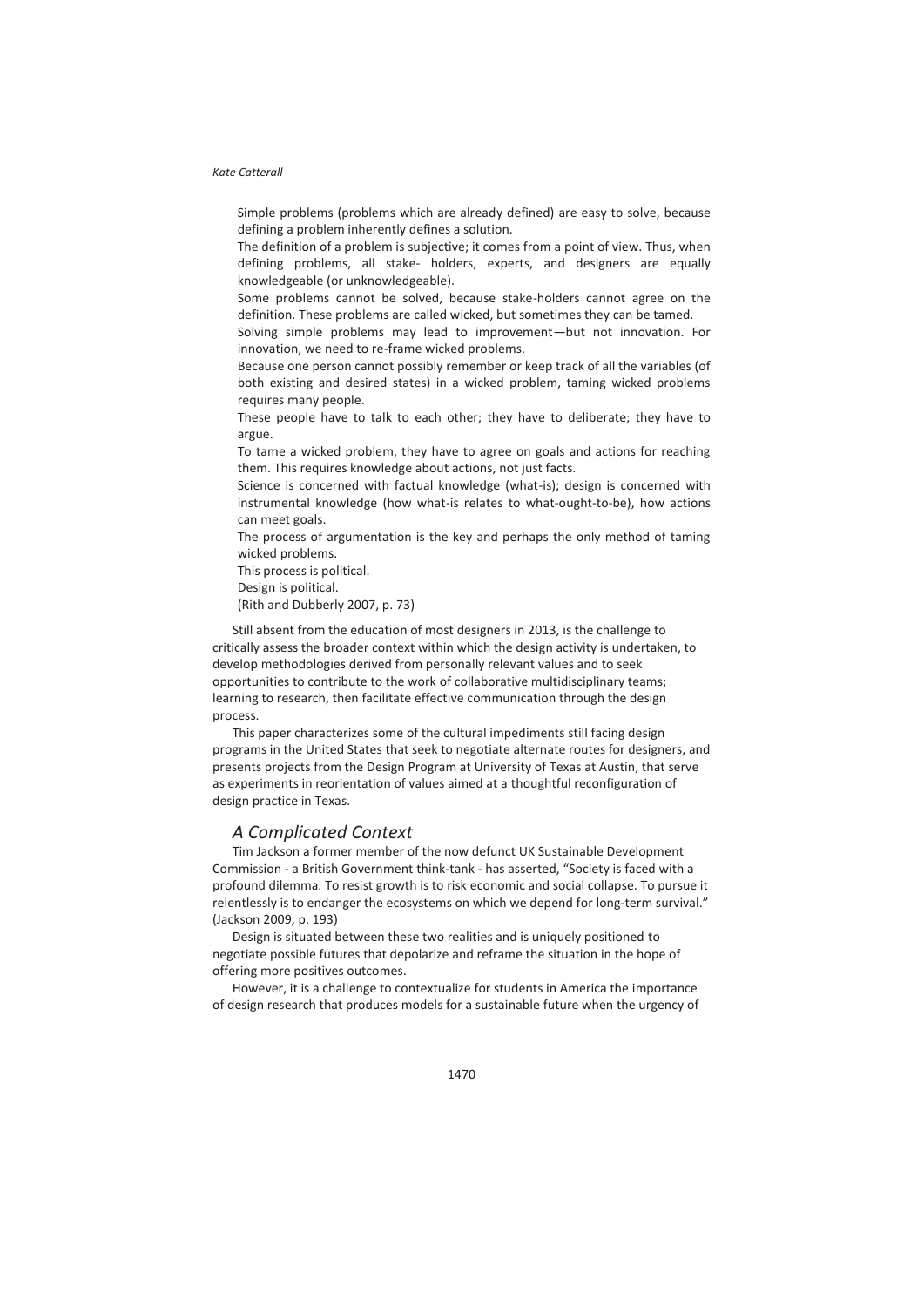Simple problems (problems which are already defined) are easy to solve, because defining a problem inherently defines a solution.

The definition of a problem is subjective; it comes from a point of view. Thus, when defining problems, all stake- holders, experts, and designers are equally knowledgeable (or unknowledgeable).

Some problems cannot be solved, because stake-holders cannot agree on the definition. These problems are called wicked, but sometimes they can be tamed.

Solving simple problems may lead to improvement—but not innovation. For innovation, we need to re-frame wicked problems.

Because one person cannot possibly remember or keep track of all the variables (of both existing and desired states) in a wicked problem, taming wicked problems requires many people.

These people have to talk to each other; they have to deliberate; they have to argue.

To tame a wicked problem, they have to agree on goals and actions for reaching them. This requires knowledge about actions, not just facts.

Science is concerned with factual knowledge (what-is); design is concerned with instrumental knowledge (how what-is relates to what-ought-to-be), how actions can meet goals.

The process of argumentation is the key and perhaps the only method of taming wicked problems.

This process is political.

Design is political.

(Rith and Dubberly 2007, p. 73)

Still absent from the education of most designers in 2013, is the challenge to critically assess the broader context within which the design activity is undertaken, to develop methodologies derived from personally relevant values and to seek opportunities to contribute to the work of collaborative multidisciplinary teams; learning to research, then facilitate effective communication through the design process.

This paper characterizes some of the cultural impediments still facing design programs in the United States that seek to negotiate alternate routes for designers, and presents projects from the Design Program at University of Texas at Austin, that serve as experiments in reorientation of values aimed at a thoughtful reconfiguration of design practice in Texas.

## *A Complicated Context*

Tim Jackson a former member of the now defunct UK Sustainable Development Commission - a British Government think-tank - has asserted, "Society is faced with a profound dilemma. To resist growth is to risk economic and social collapse. To pursue it relentlessly is to endanger the ecosystems on which we depend for long-term survival." (Jackson 2009, p. 193)

Design is situated between these two realities and is uniquely positioned to negotiate possible futures that depolarize and reframe the situation in the hope of offering more positives outcomes.

However, it is a challenge to contextualize for students in America the importance of design research that produces models for a sustainable future when the urgency of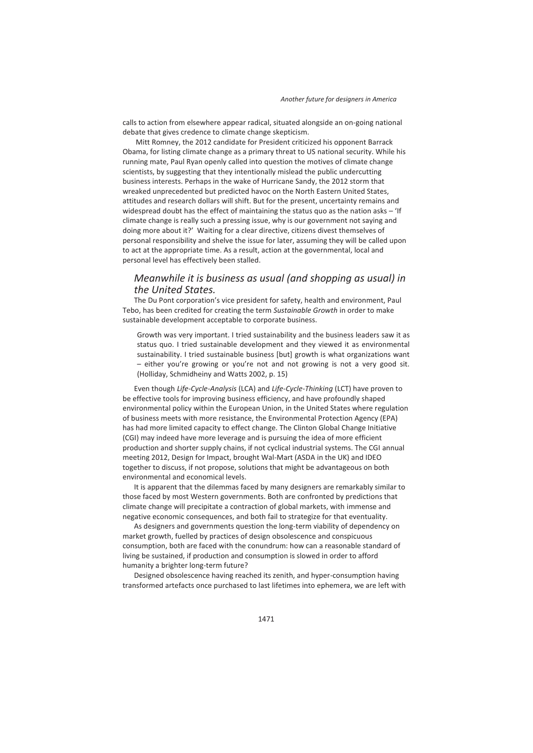calls to action from elsewhere appear radical, situated alongside an on-going national debate that gives credence to climate change skepticism.

Mitt Romney, the 2012 candidate for President criticized his opponent Barrack Obama, for listing climate change as a primary threat to US national security. While his running mate, Paul Ryan openly called into question the motives of climate change scientists, by suggesting that they intentionally mislead the public undercutting business interests. Perhaps in the wake of Hurricane Sandy, the 2012 storm that wreaked unprecedented but predicted havoc on the North Eastern United States, attitudes and research dollars will shift. But for the present, uncertainty remains and widespread doubt has the effect of maintaining the status quo as the nation asks – 'If climate change is really such a pressing issue, why is our government not saying and doing more about it?' Waiting for a clear directive, citizens divest themselves of personal responsibility and shelve the issue for later, assuming they will be called upon to act at the appropriate time. As a result, action at the governmental, local and personal level has effectively been stalled.

## *Meanwhile it is business as usual (and shopping as usual) in the United States.*

The Du Pont corporation's vice president for safety, health and environment, Paul Tebo, has been credited for creating the term *Sustainable Growth* in order to make sustainable development acceptable to corporate business.

> Growth was very important. I tried sustainability and the business leaders saw it as status quo. I tried sustainable development and they viewed it as environmental sustainability. I tried sustainable business [but] growth is what organizations want – either you're growing or you're not and not growing is not a very good sit. (Holliday, Schmidheiny and Watts 2002, p. 15)

Even though *Life-Cycle-Analysis* (LCA) and *Life-Cycle-Thinking* (LCT) have proven to be effective tools for improving business efficiency, and have profoundly shaped environmental policy within the European Union, in the United States where regulation of business meets with more resistance, the Environmental Protection Agency (EPA) has had more limited capacity to effect change. The Clinton Global Change Initiative (CGI) may indeed have more leverage and is pursuing the idea of more efficient production and shorter supply chains, if not cyclical industrial systems. The CGI annual meeting 2012, Design for Impact, brought Wal-Mart (ASDA in the UK) and IDEO together to discuss, if not propose, solutions that might be advantageous on both environmental and economical levels.

It is apparent that the dilemmas faced by many designers are remarkably similar to those faced by most Western governments. Both are confronted by predictions that climate change will precipitate a contraction of global markets, with immense and negative economic consequences, and both fail to strategize for that eventuality.

As designers and governments question the long-term viability of dependency on market growth, fuelled by practices of design obsolescence and conspicuous consumption, both are faced with the conundrum: how can a reasonable standard of living be sustained, if production and consumption is slowed in order to afford humanity a brighter long-term future?

Designed obsolescence having reached its zenith, and hyper-consumption having transformed artefacts once purchased to last lifetimes into ephemera, we are left with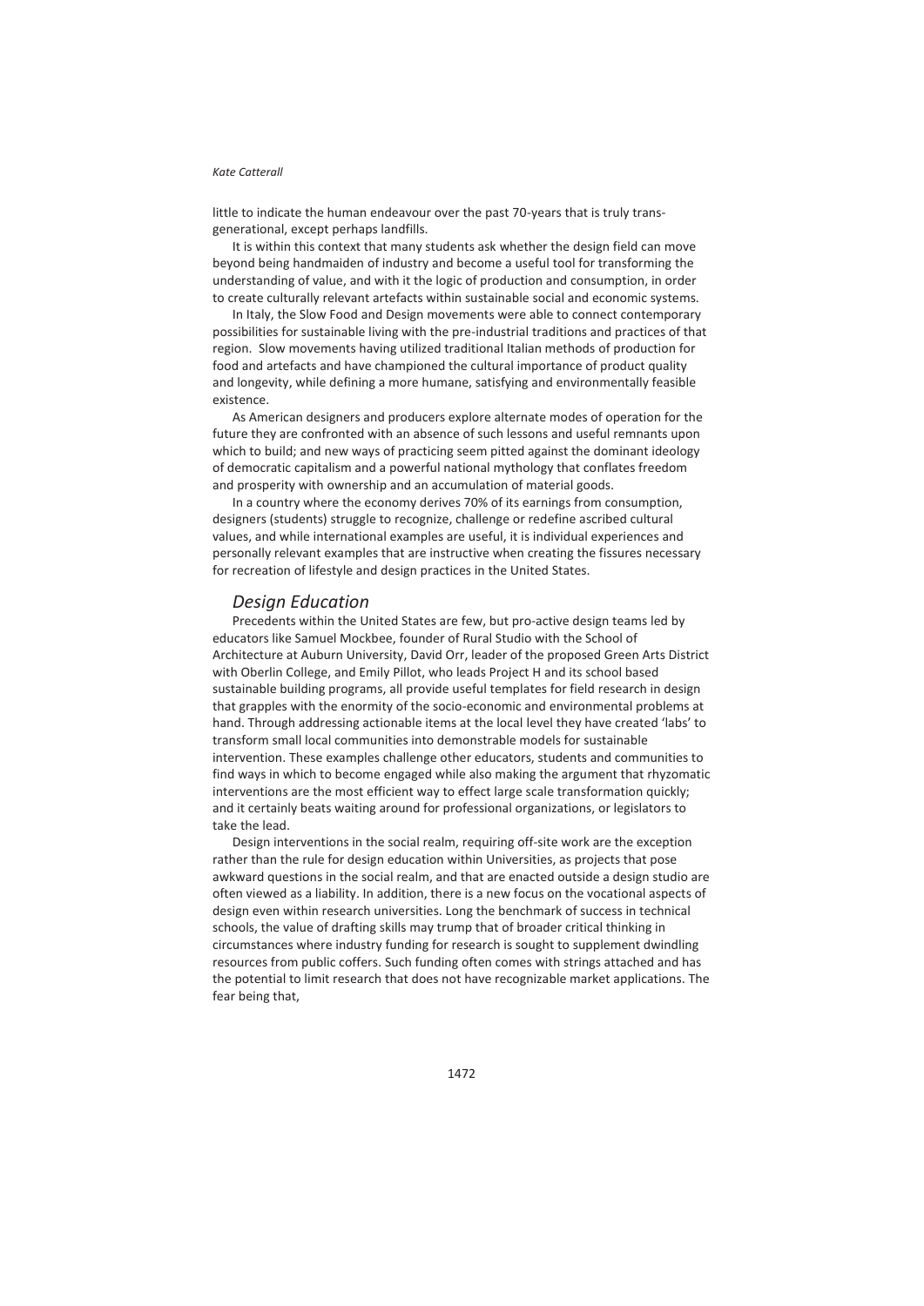little to indicate the human endeavour over the past 70-years that is truly trans-generational, except perhaps landfills.

It is within this context that many students ask whether the design field can move beyond being handmaiden of industry and become a useful tool for transforming the understanding of value, and with it the logic of production and consumption, in order to create culturally relevant artefacts within sustainable social and economic systems.

In Italy, the Slow Food and Design movements were able to connect contemporary possibilities for sustainable living with the pre-industrial traditions and practices of that region. Slow movements having utilized traditional Italian methods of production for food and artefacts and have championed the cultural importance of product quality and longevity, while defining a more humane, satisfying and environmentally feasible existence.

As American designers and producers explore alternate modes of operation for the future they are confronted with an absence of such lessons and useful remnants upon which to build; and new ways of practicing seem pitted against the dominant ideology of democratic capitalism and a powerful national mythology that conflates freedom and prosperity with ownership and an accumulation of material goods.

In a country where the economy derives 70% of its earnings from consumption, designers (students) struggle to recognize, challenge or redefine ascribed cultural values, and while international examples are useful, it is individual experiences and personally relevant examples that are instructive when creating the fissures necessary for recreation of lifestyle and design practices in the United States.

## *Design Education*

Precedents within the United States are few, but pro-active design teams led by educators like Samuel Mockbee, founder of Rural Studio with the School of Architecture at Auburn University, David Orr, leader of the proposed Green Arts District with Oberlin College, and Emily Pillot, who leads Project H and its school based sustainable building programs, all provide useful templates for field research in design that grapples with the enormity of the socio-economic and environmental problems at hand. Through addressing actionable items at the local level they have created 'labs' to transform small local communities into demonstrable models for sustainable intervention. These examples challenge other educators, students and communities to find ways in which to become engaged while also making the argument that rhyzomatic interventions are the most efficient way to effect large scale transformation quickly; and it certainly beats waiting around for professional organizations, or legislators to take the lead.

Design interventions in the social realm, requiring off-site work are the exception rather than the rule for design education within Universities, as projects that pose awkward questions in the social realm, and that are enacted outside a design studio are often viewed as a liability. In addition, there is a new focus on the vocational aspects of design even within research universities. Long the benchmark of success in technical schools, the value of drafting skills may trump that of broader critical thinking in circumstances where industry funding for research is sought to supplement dwindling resources from public coffers. Such funding often comes with strings attached and has the potential to limit research that does not have recognizable market applications. The fear being that,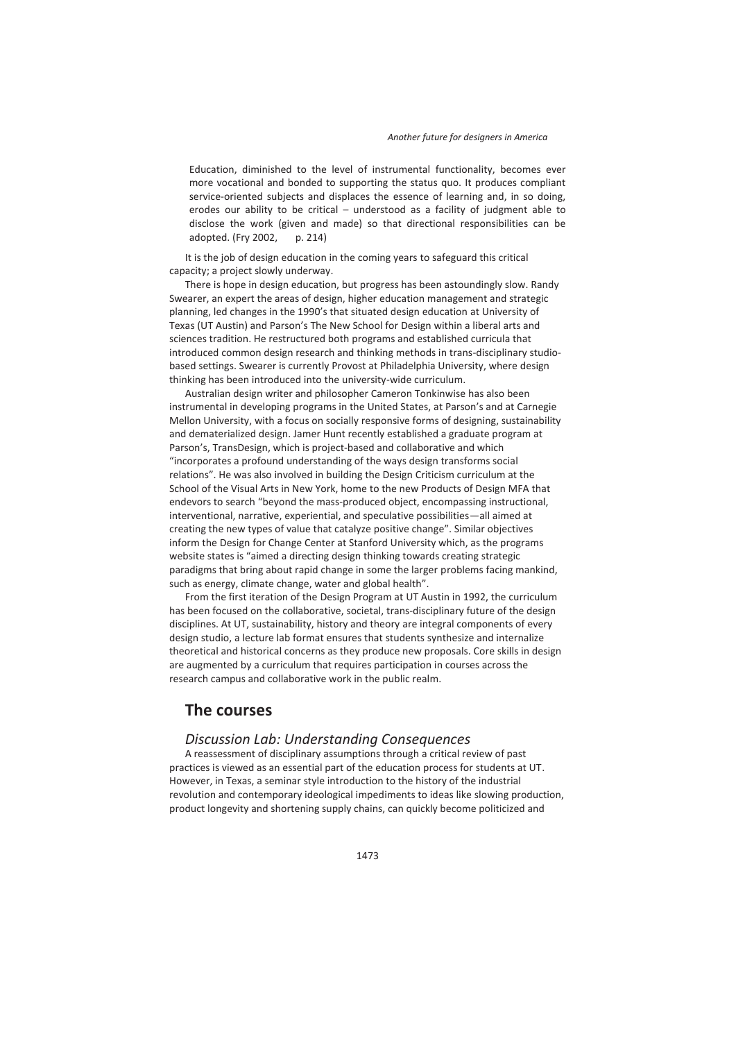> Education, diminished to the level of instrumental functionality, becomes ever more vocational and bonded to supporting the status quo. It produces compliant service-oriented subjects and displaces the essence of learning and, in so doing, erodes our ability to be critical – understood as a facility of judgment able to disclose the work (given and made) so that directional responsibilities can be adopted. (Fry 2002, p. 214)

It is the job of design education in the coming years to safeguard this critical capacity; a project slowly underway.

There is hope in design education, but progress has been astoundingly slow. Randy Swearer, an expert the areas of design, higher education management and strategic planning, led changes in the 1990's that situated design education at University of Texas (UT Austin) and Parson's The New School for Design within a liberal arts and sciences tradition. He restructured both programs and established curricula that introduced common design research and thinking methods in trans-disciplinary studio-based settings. Swearer is currently Provost at Philadelphia University, where design thinking has been introduced into the university-wide curriculum.

Australian design writer and philosopher Cameron Tonkinwise has also been instrumental in developing programs in the United States, at Parson's and at Carnegie Mellon University, with a focus on socially responsive forms of designing, sustainability and dematerialized design. Jamer Hunt recently established a graduate program at Parson's, TransDesign, which is project-based and collaborative and which "incorporates a profound understanding of the ways design transforms social relations". He was also involved in building the Design Criticism curriculum at the School of the Visual Arts in New York, home to the new Products of Design MFA that endevors to search "beyond the mass-produced object, encompassing instructional, interventional, narrative, experiential, and speculative possibilities—all aimed at creating the new types of value that catalyze positive change". Similar objectives inform the Design for Change Center at Stanford University which, as the programs website states is "aimed a directing design thinking towards creating strategic paradigms that bring about rapid change in some the larger problems facing mankind, such as energy, climate change, water and global health".

From the first iteration of the Design Program at UT Austin in 1992, the curriculum has been focused on the collaborative, societal, trans-disciplinary future of the design disciplines. At UT, sustainability, history and theory are integral components of every design studio, a lecture lab format ensures that students synthesize and internalize theoretical and historical concerns as they produce new proposals. Core skills in design are augmented by a curriculum that requires participation in courses across the research campus and collaborative work in the public realm.

## The courses

### *Discussion Lab: Understanding Consequences*

A reassessment of disciplinary assumptions through a critical review of past practices is viewed as an essential part of the education process for students at UT. However, in Texas, a seminar style introduction to the history of the industrial revolution and contemporary ideological impediments to ideas like slowing production, product longevity and shortening supply chains, can quickly become politicized and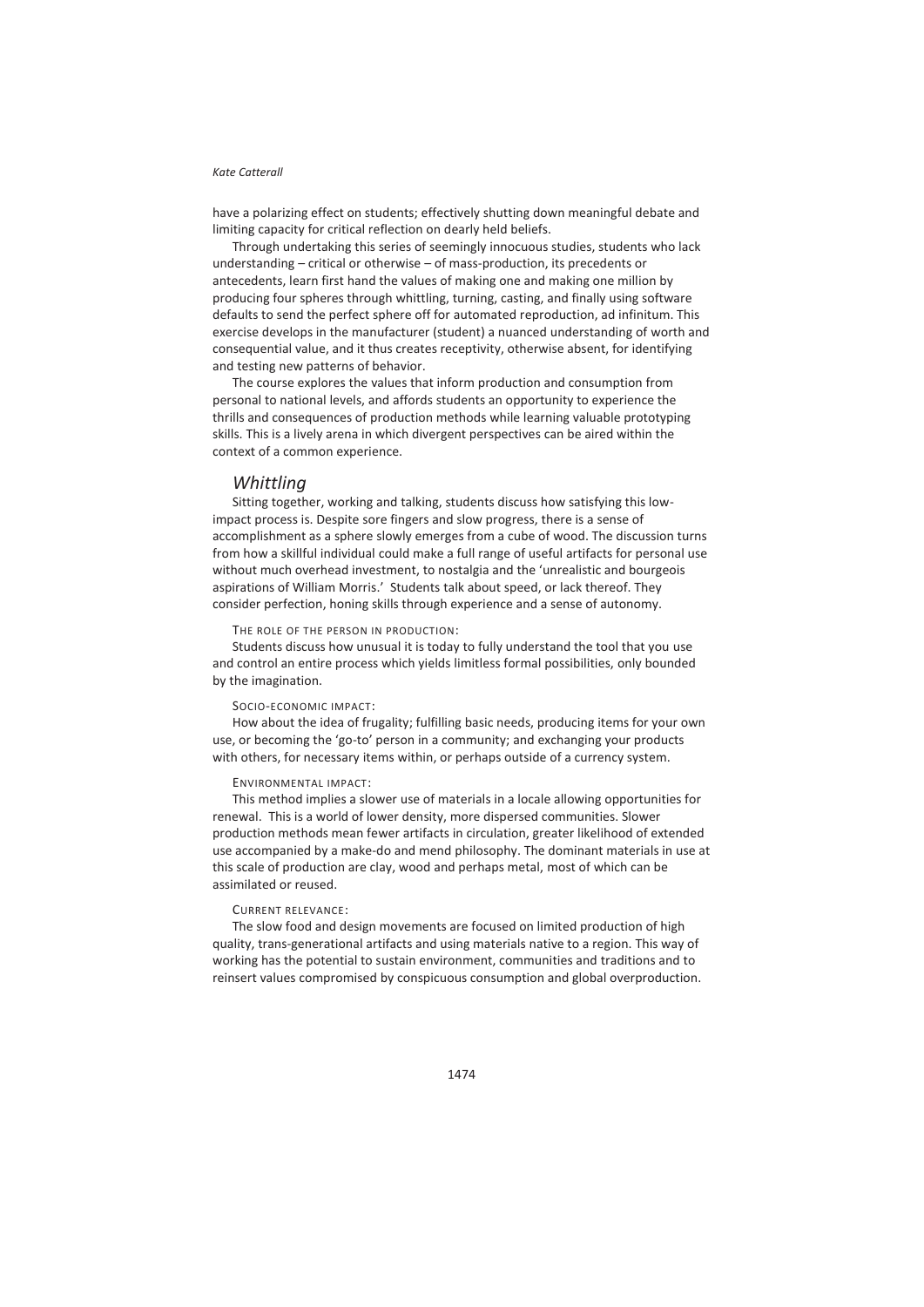have a polarizing effect on students; effectively shutting down meaningful debate and limiting capacity for critical reflection on dearly held beliefs.

Through undertaking this series of seemingly innocuous studies, students who lack understanding – critical or otherwise – of mass-production, its precedents or antecedents, learn first hand the values of making one and making one million by producing four spheres through whittling, turning, casting, and finally using software defaults to send the perfect sphere off for automated reproduction, ad infinitum. This exercise develops in the manufacturer (student) a nuanced understanding of worth and consequential value, and it thus creates receptivity, otherwise absent, for identifying and testing new patterns of behavior.

The course explores the values that inform production and consumption from personal to national levels, and affords students an opportunity to experience the thrills and consequences of production methods while learning valuable prototyping skills. This is a lively arena in which divergent perspectives can be aired within the context of a common experience.

## *Whittling*

Sitting together, working and talking, students discuss how satisfying this low-impact process is. Despite sore fingers and slow progress, there is a sense of accomplishment as a sphere slowly emerges from a cube of wood. The discussion turns from how a skillful individual could make a full range of useful artifacts for personal use without much overhead investment, to nostalgia and the 'unrealistic and bourgeois aspirations of William Morris.' Students talk about speed, or lack thereof. They consider perfection, honing skills through experience and a sense of autonomy.

THE ROLE OF THE PERSON IN PRODUCTION:

Students discuss how unusual it is today to fully understand the tool that you use and control an entire process which yields limitless formal possibilities, only bounded by the imagination.

SOCIO-ECONOMIC IMPACT:

How about the idea of frugality; fulfilling basic needs, producing items for your own use, or becoming the 'go-to' person in a community; and exchanging your products with others, for necessary items within, or perhaps outside of a currency system.

ENVIRONMENTAL IMPACT:

This method implies a slower use of materials in a locale allowing opportunities for renewal. This is a world of lower density, more dispersed communities. Slower production methods mean fewer artifacts in circulation, greater likelihood of extended use accompanied by a make-do and mend philosophy. The dominant materials in use at this scale of production are clay, wood and perhaps metal, most of which can be assimilated or reused.

CURRENT RELEVANCE:

The slow food and design movements are focused on limited production of high quality, trans-generational artifacts and using materials native to a region. This way of working has the potential to sustain environment, communities and traditions and to reinsert values compromised by conspicuous consumption and global overproduction.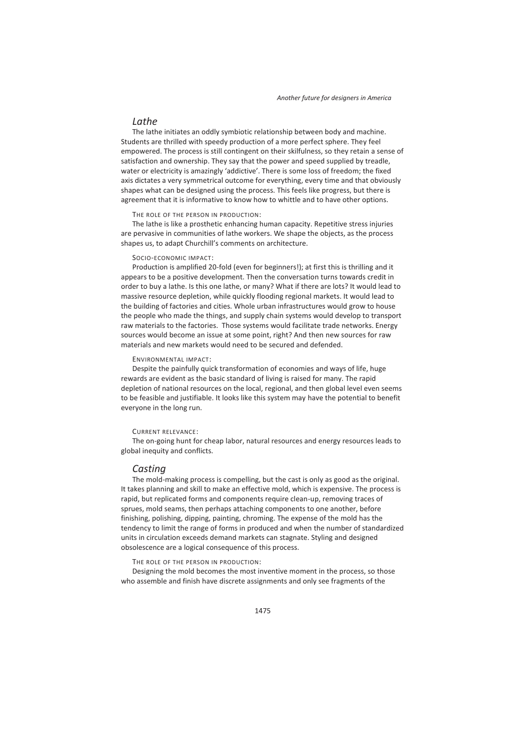## *Lathe*

The lathe initiates an oddly symbiotic relationship between body and machine. Students are thrilled with speedy production of a more perfect sphere. They feel empowered. The process is still contingent on their skilfulness, so they retain a sense of satisfaction and ownership. They say that the power and speed supplied by treadle, water or electricity is amazingly 'addictive'. There is some loss of freedom; the fixed axis dictates a very symmetrical outcome for everything, every time and that obviously shapes what can be designed using the process. This feels like progress, but there is agreement that it is informative to know how to whittle and to have other options.

THE ROLE OF THE PERSON IN PRODUCTION:

The lathe is like a prosthetic enhancing human capacity. Repetitive stress injuries are pervasive in communities of lathe workers. We shape the objects, as the process shapes us, to adapt Churchill's comments on architecture.

SOCIO-ECONOMIC IMPACT:

Production is amplified 20-fold (even for beginners!); at first this is thrilling and it appears to be a positive development. Then the conversation turns towards credit in order to buy a lathe. Is this one lathe, or many? What if there are lots? It would lead to massive resource depletion, while quickly flooding regional markets. It would lead to the building of factories and cities. Whole urban infrastructures would grow to house the people who made the things, and supply chain systems would develop to transport raw materials to the factories. Those systems would facilitate trade networks. Energy sources would become an issue at some point, right? And then new sources for raw materials and new markets would need to be secured and defended.

ENVIRONMENTAL IMPACT:

Despite the painfully quick transformation of economies and ways of life, huge rewards are evident as the basic standard of living is raised for many. The rapid depletion of national resources on the local, regional, and then global level even seems to be feasible and justifiable. It looks like this system may have the potential to benefit everyone in the long run.

CURRENT RELEVANCE:

The on-going hunt for cheap labor, natural resources and energy resources leads to global inequity and conflicts.

## *Casting*

The mold-making process is compelling, but the cast is only as good as the original. It takes planning and skill to make an effective mold, which is expensive. The process is rapid, but replicated forms and components require clean-up, removing traces of sprues, mold seams, then perhaps attaching components to one another, before finishing, polishing, dipping, painting, chroming. The expense of the mold has the tendency to limit the range of forms in produced and when the number of standardized units in circulation exceeds demand markets can stagnate. Styling and designed obsolescence are a logical consequence of this process.

THE ROLE OF THE PERSON IN PRODUCTION:

Designing the mold becomes the most inventive moment in the process, so those who assemble and finish have discrete assignments and only see fragments of the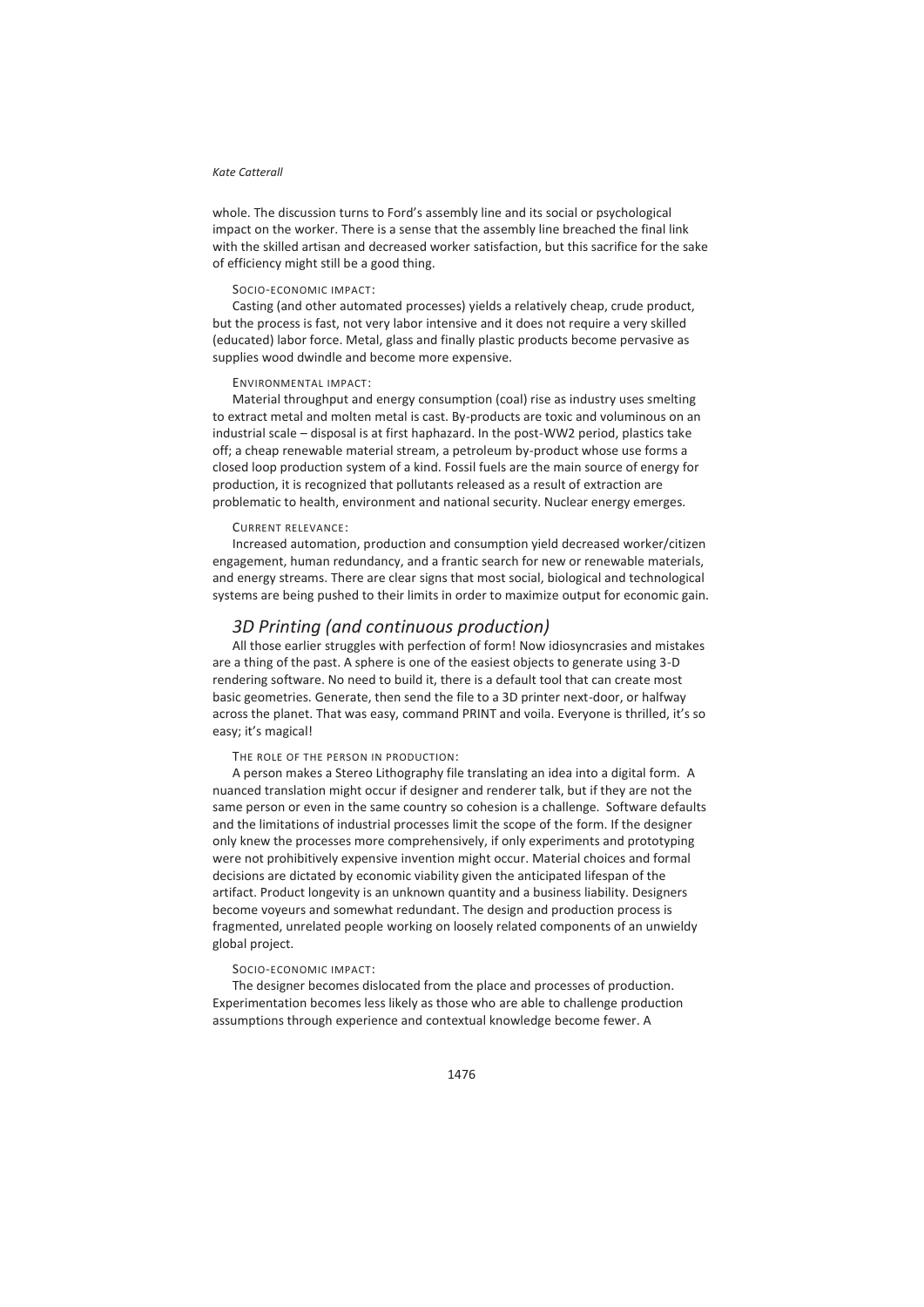whole. The discussion turns to Ford's assembly line and its social or psychological impact on the worker. There is a sense that the assembly line breached the final link with the skilled artisan and decreased worker satisfaction, but this sacrifice for the sake of efficiency might still be a good thing.

SOCIO-ECONOMIC IMPACT:

Casting (and other automated processes) yields a relatively cheap, crude product, but the process is fast, not very labor intensive and it does not require a very skilled (educated) labor force. Metal, glass and finally plastic products become pervasive as supplies wood dwindle and become more expensive.

ENVIRONMENTAL IMPACT:

Material throughput and energy consumption (coal) rise as industry uses smelting to extract metal and molten metal is cast. By-products are toxic and voluminous on an industrial scale – disposal is at first haphazard. In the post-WW2 period, plastics take off; a cheap renewable material stream, a petroleum by-product whose use forms a closed loop production system of a kind. Fossil fuels are the main source of energy for production, it is recognized that pollutants released as a result of extraction are problematic to health, environment and national security. Nuclear energy emerges.

CURRENT RELEVANCE:

Increased automation, production and consumption yield decreased worker/citizen engagement, human redundancy, and a frantic search for new or renewable materials, and energy streams. There are clear signs that most social, biological and technological systems are being pushed to their limits in order to maximize output for economic gain.

## *3D Printing (and continuous production)*

All those earlier struggles with perfection of form! Now idiosyncrasies and mistakes are a thing of the past. A sphere is one of the easiest objects to generate using 3-D rendering software. No need to build it, there is a default tool that can create most basic geometries. Generate, then send the file to a 3D printer next-door, or halfway across the planet. That was easy, command PRINT and voila. Everyone is thrilled, it's so easy; it's magical!

THE ROLE OF THE PERSON IN PRODUCTION:

A person makes a Stereo Lithography file translating an idea into a digital form. A nuanced translation might occur if designer and renderer talk, but if they are not the same person or even in the same country so cohesion is a challenge. Software defaults and the limitations of industrial processes limit the scope of the form. If the designer only knew the processes more comprehensively, if only experiments and prototyping were not prohibitively expensive invention might occur. Material choices and formal decisions are dictated by economic viability given the anticipated lifespan of the artifact. Product longevity is an unknown quantity and a business liability. Designers become voyeurs and somewhat redundant. The design and production process is fragmented, unrelated people working on loosely related components of an unwieldy global project.

SOCIO-ECONOMIC IMPACT:

The designer becomes dislocated from the place and processes of production. Experimentation becomes less likely as those who are able to challenge production assumptions through experience and contextual knowledge become fewer. A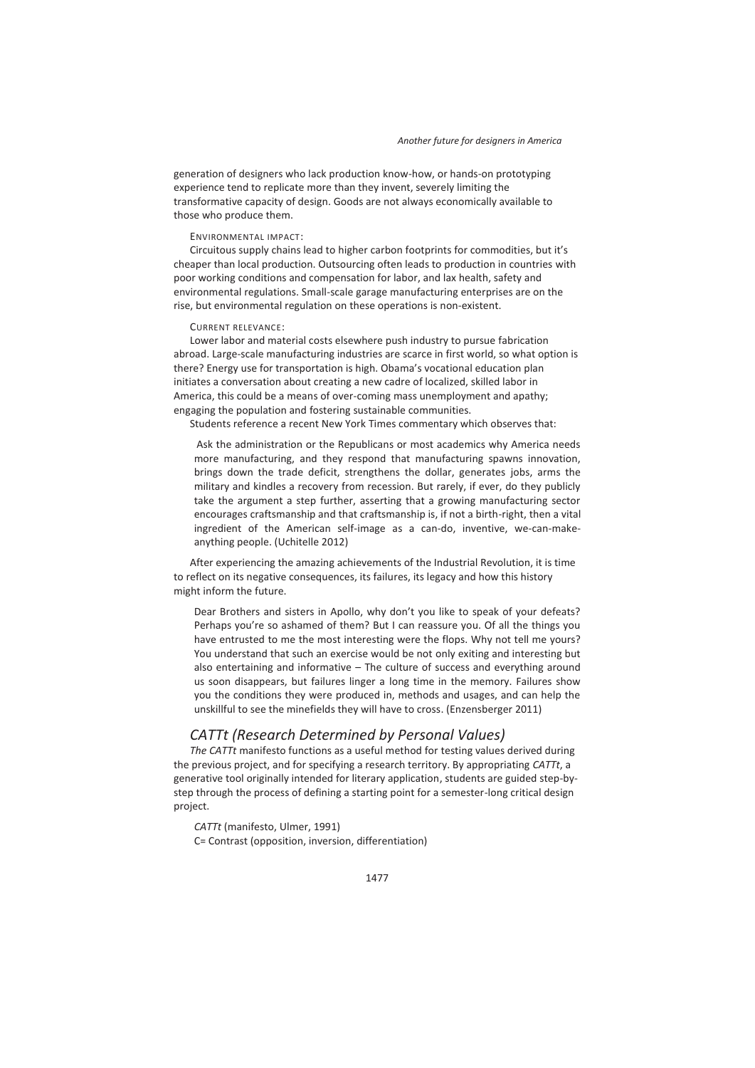generation of designers who lack production know-how, or hands-on prototyping experience tend to replicate more than they invent, severely limiting the transformative capacity of design. Goods are not always economically available to those who produce them.

ENVIRONMENTAL IMPACT:

Circuitous supply chains lead to higher carbon footprints for commodities, but it's cheaper than local production. Outsourcing often leads to production in countries with poor working conditions and compensation for labor, and lax health, safety and environmental regulations. Small-scale garage manufacturing enterprises are on the rise, but environmental regulation on these operations is non-existent.

CURRENT RELEVANCE:

Lower labor and material costs elsewhere push industry to pursue fabrication abroad. Large-scale manufacturing industries are scarce in first world, so what option is there? Energy use for transportation is high. Obama's vocational education plan initiates a conversation about creating a new cadre of localized, skilled labor in America, this could be a means of over-coming mass unemployment and apathy; engaging the population and fostering sustainable communities.

Students reference a recent New York Times commentary which observes that:

> Ask the administration or the Republicans or most academics why America needs more manufacturing, and they respond that manufacturing spawns innovation, brings down the trade deficit, strengthens the dollar, generates jobs, arms the military and kindles a recovery from recession. But rarely, if ever, do they publicly take the argument a step further, asserting that a growing manufacturing sector encourages craftsmanship and that craftsmanship is, if not a birth-right, then a vital ingredient of the American self-image as a can-do, inventive, we-can-make-anything people. (Uchitelle 2012)

After experiencing the amazing achievements of the Industrial Revolution, it is time to reflect on its negative consequences, its failures, its legacy and how this history might inform the future.

> Dear Brothers and sisters in Apollo, why don't you like to speak of your defeats? Perhaps you're so ashamed of them? But I can reassure you. Of all the things you have entrusted to me the most interesting were the flops. Why not tell me yours? You understand that such an exercise would be not only exiting and interesting but also entertaining and informative – The culture of success and everything around us soon disappears, but failures linger a long time in the memory. Failures show you the conditions they were produced in, methods and usages, and can help the unskillful to see the minefields they will have to cross. (Enzensberger 2011)

## *CATTt (Research Determined by Personal Values)*

*The CATTt* manifesto functions as a useful method for testing values derived during the previous project, and for specifying a research territory. By appropriating *CATTt*, a generative tool originally intended for literary application, students are guided step-by-step through the process of defining a starting point for a semester-long critical design project.

*CATTt* (manifesto, Ulmer, 1991)

C= Contrast (opposition, inversion, differentiation)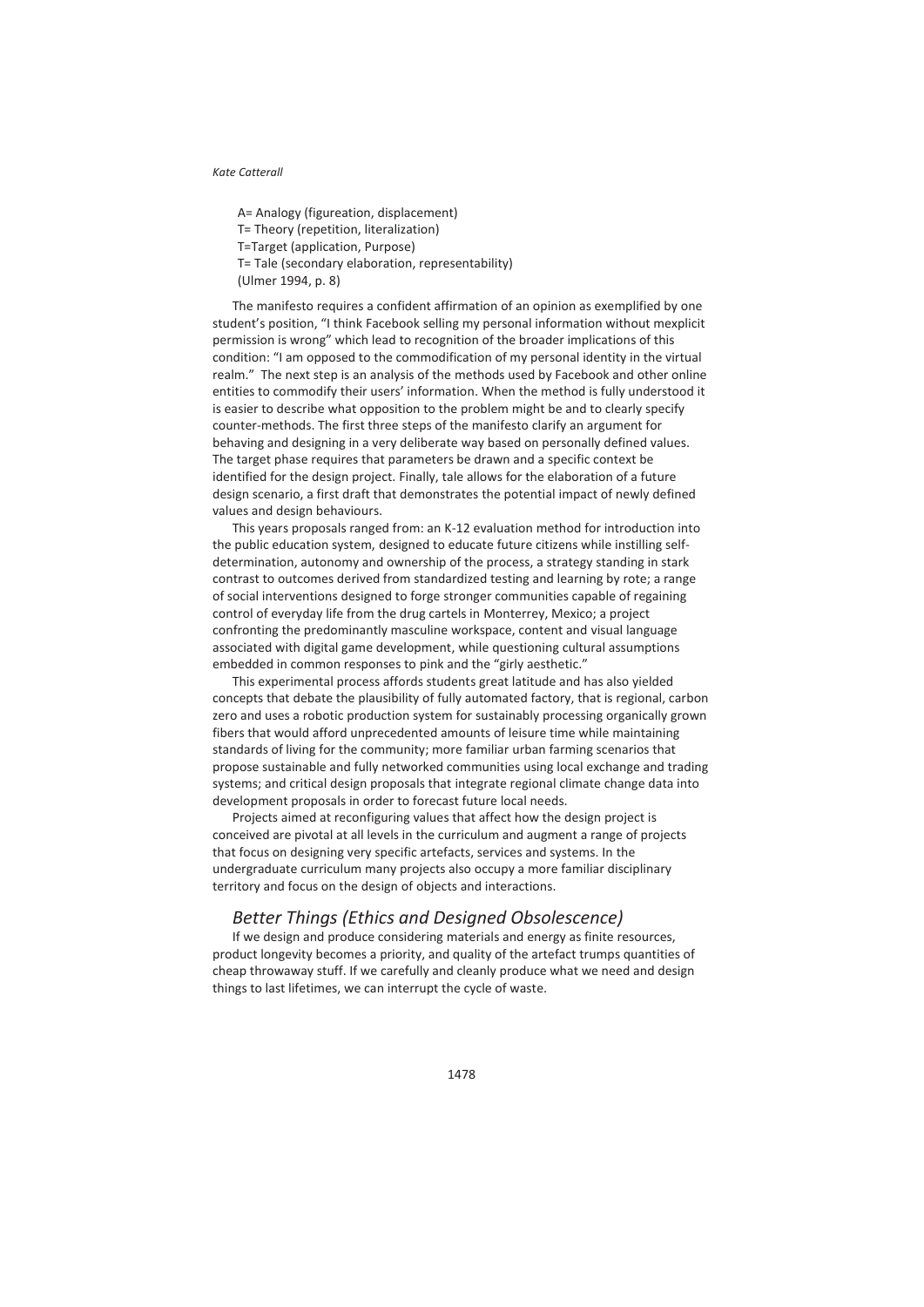A= Analogy (figureation, displacement)
T= Theory (repetition, literalization)
T=Target (application, Purpose)
T= Tale (secondary elaboration, representability)
(Ulmer 1994, p. 8)

The manifesto requires a confident affirmation of an opinion as exemplified by one student's position, "I think Facebook selling my personal information without mexplicit permission is wrong" which lead to recognition of the broader implications of this condition: "I am opposed to the commodification of my personal identity in the virtual realm." The next step is an analysis of the methods used by Facebook and other online entities to commodify their users' information. When the method is fully understood it is easier to describe what opposition to the problem might be and to clearly specify counter-methods. The first three steps of the manifesto clarify an argument for behaving and designing in a very deliberate way based on personally defined values. The target phase requires that parameters be drawn and a specific context be identified for the design project. Finally, tale allows for the elaboration of a future design scenario, a first draft that demonstrates the potential impact of newly defined values and design behaviours.

This years proposals ranged from: an K-12 evaluation method for introduction into the public education system, designed to educate future citizens while instilling self-determination, autonomy and ownership of the process, a strategy standing in stark contrast to outcomes derived from standardized testing and learning by rote; a range of social interventions designed to forge stronger communities capable of regaining control of everyday life from the drug cartels in Monterrey, Mexico; a project confronting the predominantly masculine workspace, content and visual language associated with digital game development, while questioning cultural assumptions embedded in common responses to pink and the "girly aesthetic."

This experimental process affords students great latitude and has also yielded concepts that debate the plausibility of fully automated factory, that is regional, carbon zero and uses a robotic production system for sustainably processing organically grown fibers that would afford unprecedented amounts of leisure time while maintaining standards of living for the community; more familiar urban farming scenarios that propose sustainable and fully networked communities using local exchange and trading systems; and critical design proposals that integrate regional climate change data into development proposals in order to forecast future local needs.

Projects aimed at reconfiguring values that affect how the design project is conceived are pivotal at all levels in the curriculum and augment a range of projects that focus on designing very specific artefacts, services and systems. In the undergraduate curriculum many projects also occupy a more familiar disciplinary territory and focus on the design of objects and interactions.

## *Better Things (Ethics and Designed Obsolescence)*

If we design and produce considering materials and energy as finite resources, product longevity becomes a priority, and quality of the artefact trumps quantities of cheap throwaway stuff. If we carefully and cleanly produce what we need and design things to last lifetimes, we can interrupt the cycle of waste.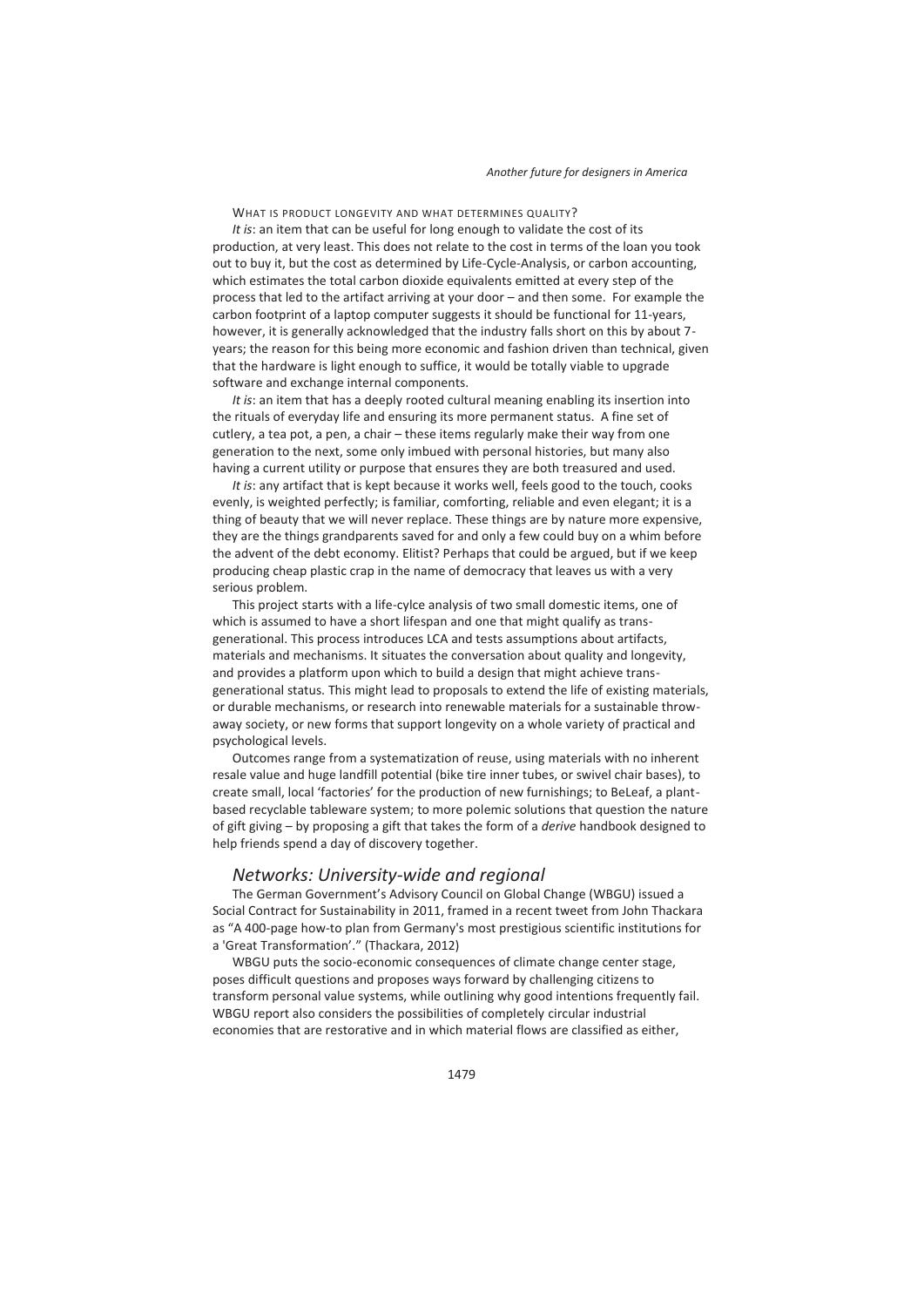WHAT IS PRODUCT LONGEVITY AND WHAT DETERMINES QUALITY?

*It is*: an item that can be useful for long enough to validate the cost of its production, at very least. This does not relate to the cost in terms of the loan you took out to buy it, but the cost as determined by Life-Cycle-Analysis, or carbon accounting, which estimates the total carbon dioxide equivalents emitted at every step of the process that led to the artifact arriving at your door – and then some. For example the carbon footprint of a laptop computer suggests it should be functional for 11-years, however, it is generally acknowledged that the industry falls short on this by about 7-years; the reason for this being more economic and fashion driven than technical, given that the hardware is light enough to suffice, it would be totally viable to upgrade software and exchange internal components.

*It is*: an item that has a deeply rooted cultural meaning enabling its insertion into the rituals of everyday life and ensuring its more permanent status. A fine set of cutlery, a tea pot, a pen, a chair – these items regularly make their way from one generation to the next, some only imbued with personal histories, but many also having a current utility or purpose that ensures they are both treasured and used.

*It is*: any artifact that is kept because it works well, feels good to the touch, cooks evenly, is weighted perfectly; is familiar, comforting, reliable and even elegant; it is a thing of beauty that we will never replace. These things are by nature more expensive, they are the things grandparents saved for and only a few could buy on a whim before the advent of the debt economy. Elitist? Perhaps that could be argued, but if we keep producing cheap plastic crap in the name of democracy that leaves us with a very serious problem.

This project starts with a life-cylce analysis of two small domestic items, one of which is assumed to have a short lifespan and one that might qualify as trans-generational. This process introduces LCA and tests assumptions about artifacts, materials and mechanisms. It situates the conversation about quality and longevity, and provides a platform upon which to build a design that might achieve trans-generational status. This might lead to proposals to extend the life of existing materials, or durable mechanisms, or research into renewable materials for a sustainable throw-away society, or new forms that support longevity on a whole variety of practical and psychological levels.

Outcomes range from a systematization of reuse, using materials with no inherent resale value and huge landfill potential (bike tire inner tubes, or swivel chair bases), to create small, local 'factories' for the production of new furnishings; to BeLeaf, a plant-based recyclable tableware system; to more polemic solutions that question the nature of gift giving – by proposing a gift that takes the form of a *derive* handbook designed to help friends spend a day of discovery together.

## *Networks: University-wide and regional*

The German Government's Advisory Council on Global Change (WBGU) issued a Social Contract for Sustainability in 2011, framed in a recent tweet from John Thackara as "A 400-page how-to plan from Germany's most prestigious scientific institutions for a 'Great Transformation'." (Thackara, 2012)

WBGU puts the socio-economic consequences of climate change center stage, poses difficult questions and proposes ways forward by challenging citizens to transform personal value systems, while outlining why good intentions frequently fail. WBGU report also considers the possibilities of completely circular industrial economies that are restorative and in which material flows are classified as either,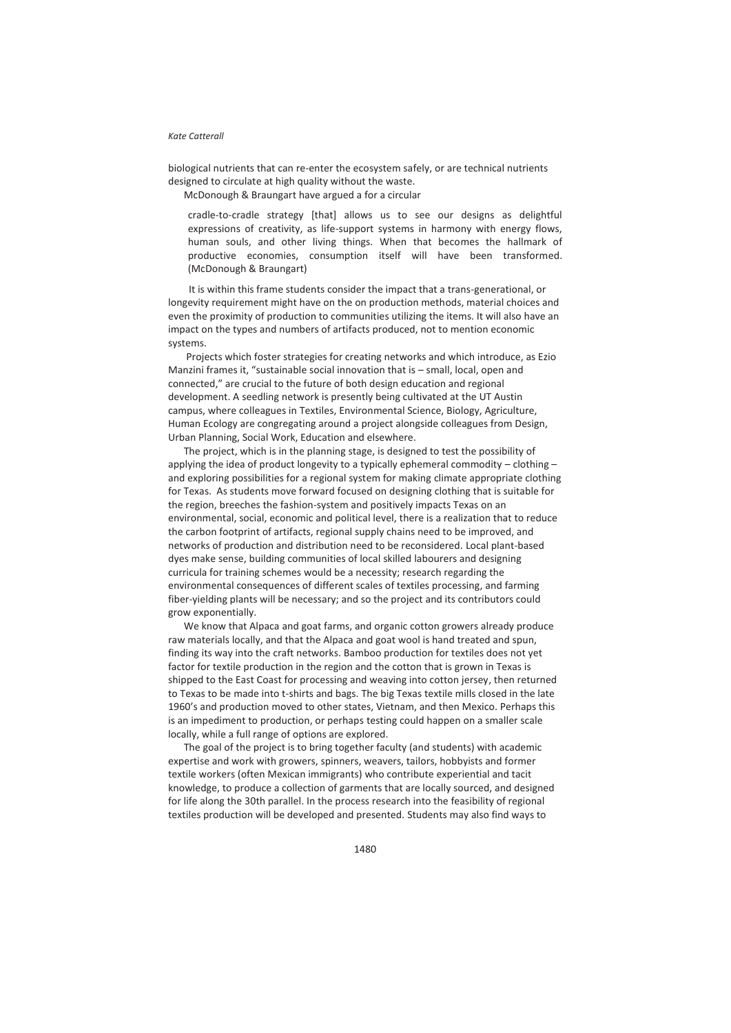biological nutrients that can re-enter the ecosystem safely, or are technical nutrients designed to circulate at high quality without the waste.

McDonough & Braungart have argued a for a circular

> cradle-to-cradle strategy [that] allows us to see our designs as delightful expressions of creativity, as life-support systems in harmony with energy flows, human souls, and other living things. When that becomes the hallmark of productive economies, consumption itself will have been transformed. (McDonough & Braungart)

It is within this frame students consider the impact that a trans-generational, or longevity requirement might have on the on production methods, material choices and even the proximity of production to communities utilizing the items. It will also have an impact on the types and numbers of artifacts produced, not to mention economic systems.

Projects which foster strategies for creating networks and which introduce, as Ezio Manzini frames it, "sustainable social innovation that is – small, local, open and connected," are crucial to the future of both design education and regional development. A seedling network is presently being cultivated at the UT Austin campus, where colleagues in Textiles, Environmental Science, Biology, Agriculture, Human Ecology are congregating around a project alongside colleagues from Design, Urban Planning, Social Work, Education and elsewhere.

The project, which is in the planning stage, is designed to test the possibility of applying the idea of product longevity to a typically ephemeral commodity – clothing – and exploring possibilities for a regional system for making climate appropriate clothing for Texas. As students move forward focused on designing clothing that is suitable for the region, breeches the fashion-system and positively impacts Texas on an environmental, social, economic and political level, there is a realization that to reduce the carbon footprint of artifacts, regional supply chains need to be improved, and networks of production and distribution need to be reconsidered. Local plant-based dyes make sense, building communities of local skilled labourers and designing curricula for training schemes would be a necessity; research regarding the environmental consequences of different scales of textiles processing, and farming fiber-yielding plants will be necessary; and so the project and its contributors could grow exponentially.

We know that Alpaca and goat farms, and organic cotton growers already produce raw materials locally, and that the Alpaca and goat wool is hand treated and spun, finding its way into the craft networks. Bamboo production for textiles does not yet factor for textile production in the region and the cotton that is grown in Texas is shipped to the East Coast for processing and weaving into cotton jersey, then returned to Texas to be made into t-shirts and bags. The big Texas textile mills closed in the late 1960's and production moved to other states, Vietnam, and then Mexico. Perhaps this is an impediment to production, or perhaps testing could happen on a smaller scale locally, while a full range of options are explored.

The goal of the project is to bring together faculty (and students) with academic expertise and work with growers, spinners, weavers, tailors, hobbyists and former textile workers (often Mexican immigrants) who contribute experiential and tacit knowledge, to produce a collection of garments that are locally sourced, and designed for life along the 30th parallel. In the process research into the feasibility of regional textiles production will be developed and presented. Students may also find ways to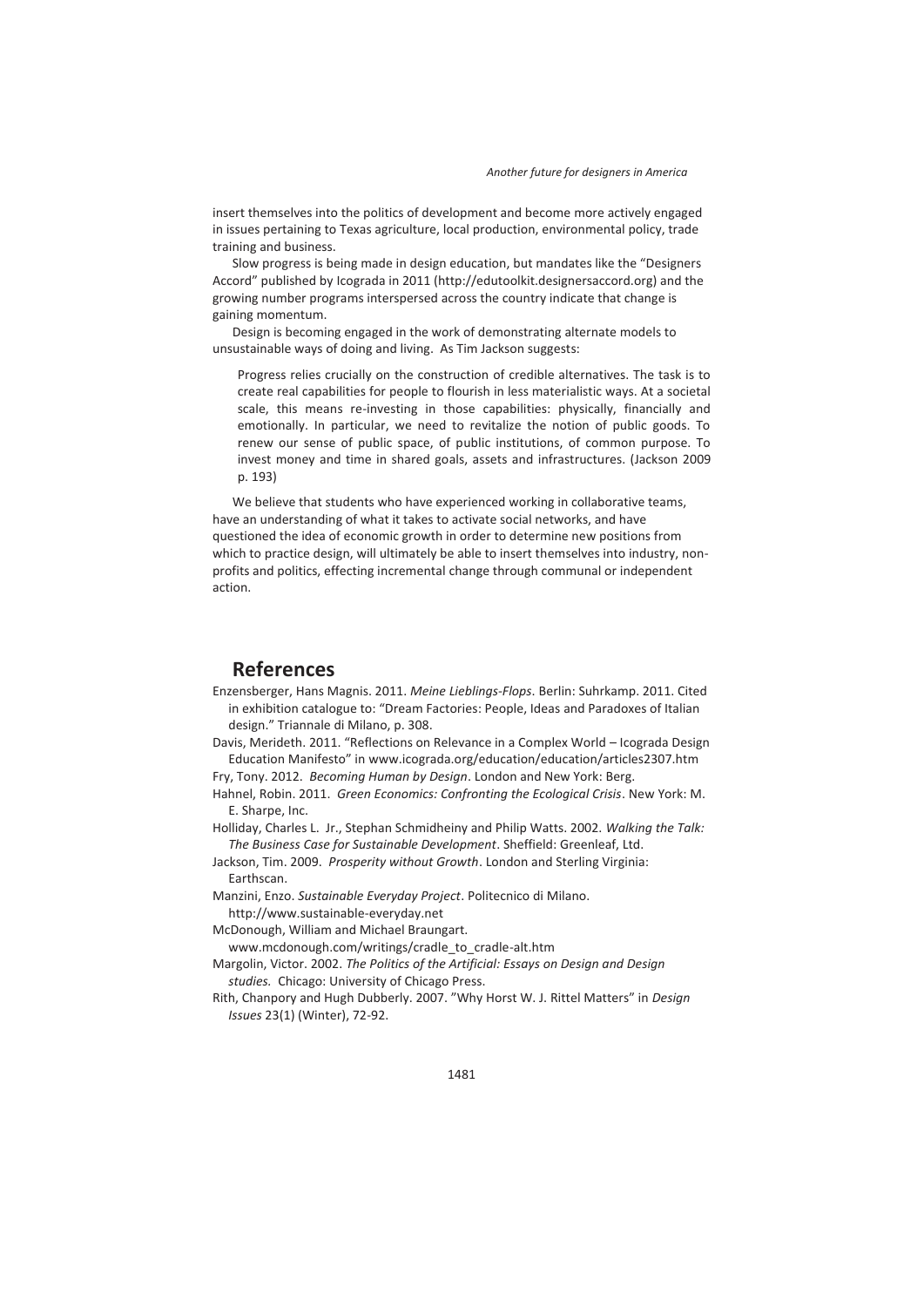insert themselves into the politics of development and become more actively engaged in issues pertaining to Texas agriculture, local production, environmental policy, trade training and business.

Slow progress is being made in design education, but mandates like the "Designers Accord" published by Icograda in 2011 (http://edutoolkit.designersaccord.org) and the growing number programs interspersed across the country indicate that change is gaining momentum.

Design is becoming engaged in the work of demonstrating alternate models to unsustainable ways of doing and living. As Tim Jackson suggests:

> Progress relies crucially on the construction of credible alternatives. The task is to create real capabilities for people to flourish in less materialistic ways. At a societal scale, this means re-investing in those capabilities: physically, financially and emotionally. In particular, we need to revitalize the notion of public goods. To renew our sense of public space, of public institutions, of common purpose. To invest money and time in shared goals, assets and infrastructures. (Jackson 2009 p. 193)

We believe that students who have experienced working in collaborative teams, have an understanding of what it takes to activate social networks, and have questioned the idea of economic growth in order to determine new positions from which to practice design, will ultimately be able to insert themselves into industry, non-profits and politics, effecting incremental change through communal or independent action.

## References

Enzensberger, Hans Magnis. 2011. *Meine Lieblings-Flops*. Berlin: Suhrkamp. 2011. Cited in exhibition catalogue to: "Dream Factories: People, Ideas and Paradoxes of Italian design." Triannale di Milano, p. 308.

Davis, Merideth. 2011. "Reflections on Relevance in a Complex World – Icograda Design Education Manifesto" in www.icograda.org/education/education/articles2307.htm

Fry, Tony. 2012. *Becoming Human by Design*. London and New York: Berg.

Hahnel, Robin. 2011. *Green Economics: Confronting the Ecological Crisis*. New York: M. E. Sharpe, Inc.

Holliday, Charles L. Jr., Stephan Schmidheiny and Philip Watts. 2002. *Walking the Talk: The Business Case for Sustainable Development*. Sheffield: Greenleaf, Ltd.

Jackson, Tim. 2009. *Prosperity without Growth*. London and Sterling Virginia: Earthscan.

Manzini, Enzo. *Sustainable Everyday Project*. Politecnico di Milano. http://www.sustainable-everyday.net

McDonough, William and Michael Braungart. www.mcdonough.com/writings/cradle_to_cradle-alt.htm

Margolin, Victor. 2002. *The Politics of the Artificial: Essays on Design and Design studies.* Chicago: University of Chicago Press.

Rith, Chanpory and Hugh Dubberly. 2007. "Why Horst W. J. Rittel Matters" in *Design Issues* 23(1) (Winter), 72-92.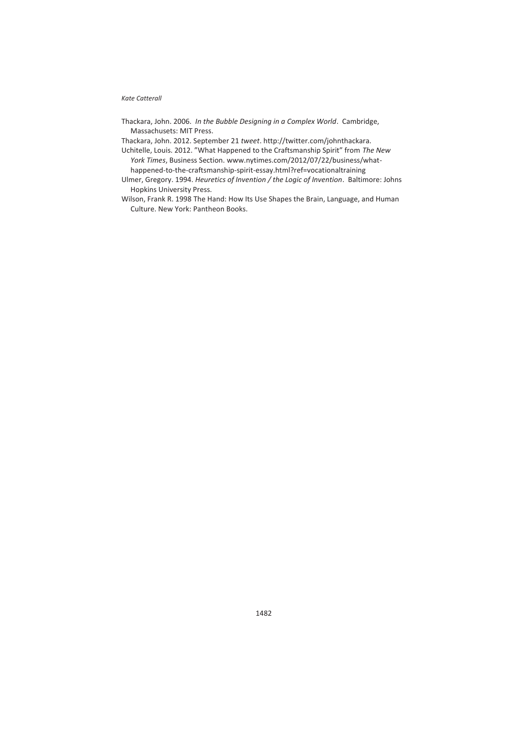Thackara, John. 2006. *In the Bubble Designing in a Complex World*. Cambridge, Massachusets: MIT Press.

Thackara, John. 2012. September 21 *tweet*. http://twitter.com/johnthackara.

Uchitelle, Louis. 2012. "What Happened to the Craftsmanship Spirit" from *The New York Times*, Business Section. www.nytimes.com/2012/07/22/business/what-happened-to-the-craftsmanship-spirit-essay.html?ref=vocationaltraining

Ulmer, Gregory. 1994. *Heuretics of Invention / the Logic of Invention*. Baltimore: Johns Hopkins University Press.

Wilson, Frank R. 1998 The Hand: How Its Use Shapes the Brain, Language, and Human Culture. New York: Pantheon Books.